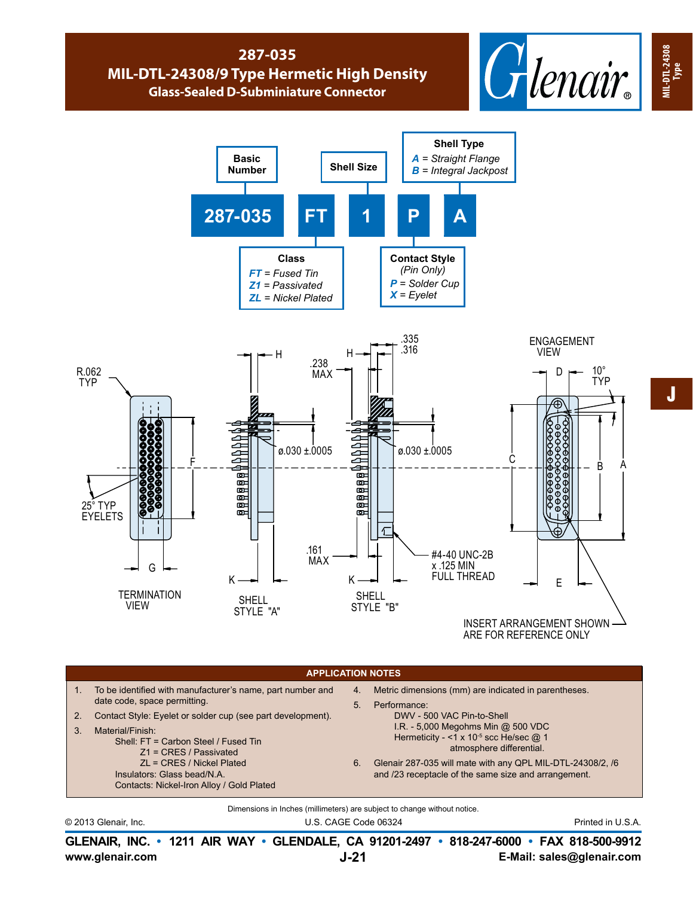# 287-035
## MIL-DTL-24308/9 Type Hermetic High Density
### Glass-Sealed D-Subminiature Connector

**287-035 FT 1 P A**

- **Basic Number**: 287-035
- **Class**
  - *FT* = Fused Tin
  - *Z1* = Passivated
  - *ZL* = Nickel Plated
- **Shell Size**: 1
- **Contact Style** (Pin Only)
  - *P* = Solder Cup
  - *X* = Eyelet
- **Shell Type**
  - *A* = Straight Flange
  - *B* = Integral Jackpost

R.062 TYP

25° TYP EYELETS

TERMINATION VIEW

H

.238 MAX

ø.030 ±.0005

SHELL STYLE "A"

.335 .316

.161 MAX

#4-40 UNC-2B x .125 MIN FULL THREAD

SHELL STYLE "B"

ENGAGEMENT VIEW

10° TYP

INSERT ARRANGEMENT SHOWN ARE FOR REFERENCE ONLY

## APPLICATION NOTES

1. To be identified with manufacturer's name, part number and date code, space permitting.
2. Contact Style: Eyelet or solder cup (see part development).
3. Material/Finish:
   - Shell: FT = Carbon Steel / Fused Tin
     - Z1 = CRES / Passivated
     - ZL = CRES / Nickel Plated
   - Insulators: Glass bead/N.A.
   - Contacts: Nickel-Iron Alloy / Gold Plated
4. Metric dimensions (mm) are indicated in parentheses.
5. Performance:
   - DWV - 500 VAC Pin-to-Shell
   - I.R. - 5,000 Megohms Min @ 500 VDC
   - Hermeticity - <1 x $10^{-5}$ scc He/sec @ 1 atmosphere differential.
6. Glenair 287-035 will mate with any QPL MIL-DTL-24308/2, /6 and /23 receptacle of the same size and arrangement.

Dimensions in Inches (millimeters) are subject to change without notice.

© 2013 Glenair, Inc. U.S. CAGE Code 06324 Printed in U.S.A.

**GLENAIR, INC. • 1211 AIR WAY • GLENDALE, CA 91201-2497 • 818-247-6000 • FAX 818-500-9912**
**www.glenair.com** **E-Mail: sales@glenair.com**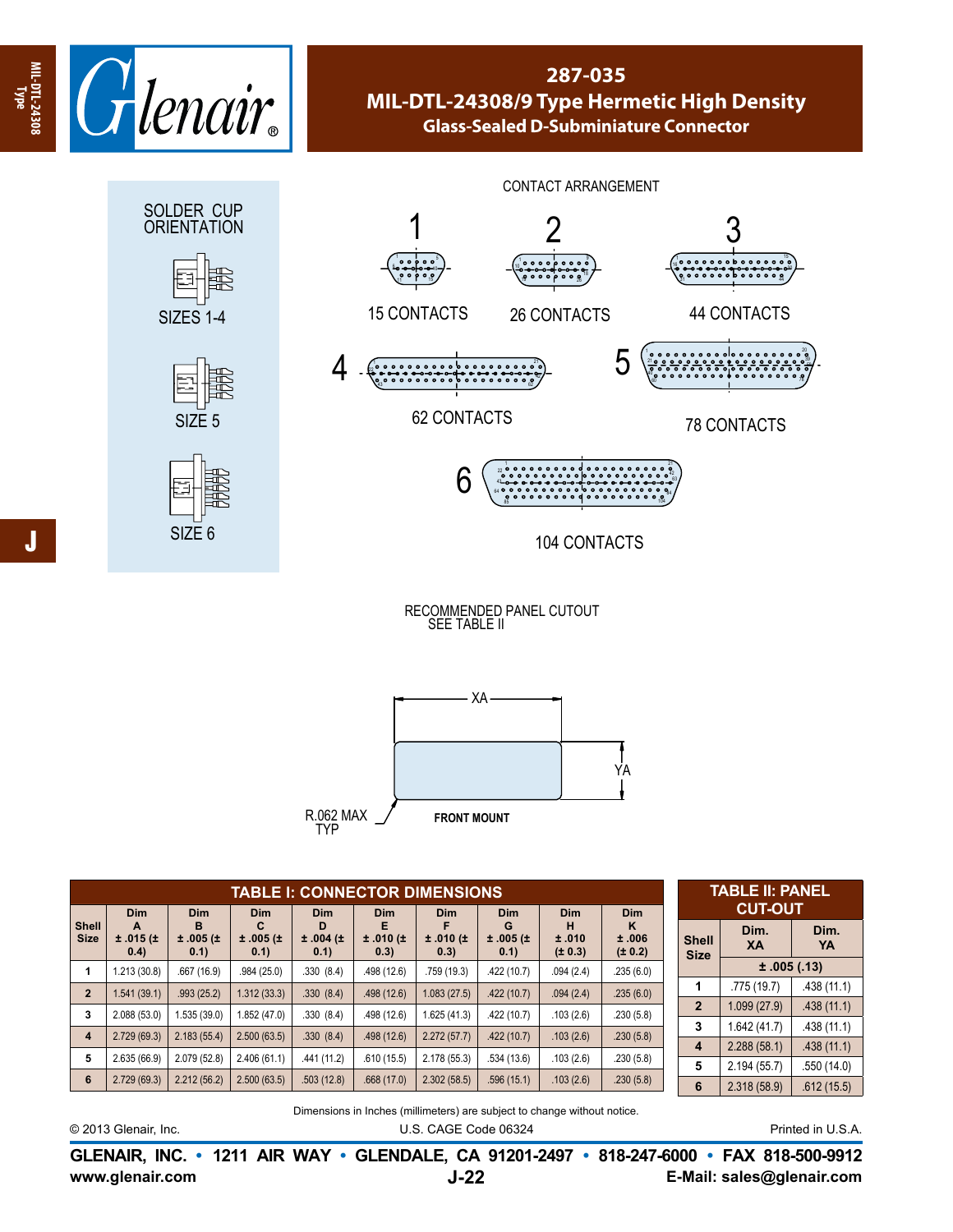# 287-035
## MIL-DTL-24308/9 Type Hermetic High Density
### Glass-Sealed D-Subminiature Connector

SOLDER CUP ORIENTATION

SIZES 1-4

SIZE 5

SIZE 6

CONTACT ARRANGEMENT

1 — 15 CONTACTS

2 — 26 CONTACTS

3 — 44 CONTACTS

4 — 62 CONTACTS

5 — 78 CONTACTS

6 — 104 CONTACTS

RECOMMENDED PANEL CUTOUT
SEE TABLE II

XA

YA

R.062 MAX
TYP

FRONT MOUNT

**TABLE I: CONNECTOR DIMENSIONS**

| Shell Size | Dim A ± .015 (± 0.4) | Dim B ± .005 (± 0.1) | Dim C ± .005 (± 0.1) | Dim D ± .004 (± 0.1) | Dim E ± .010 (± 0.3) | Dim F ± .010 (± 0.3) | Dim G ± .005 (± 0.1) | Dim H ± .010 (± 0.3) | Dim K ± .006 (± 0.2) |
|---|---|---|---|---|---|---|---|---|---|
| 1 | 1.213 (30.8) | .667 (16.9) | .984 (25.0) | .330 (8.4) | .498 (12.6) | .759 (19.3) | .422 (10.7) | .094 (2.4) | .235 (6.0) |
| 2 | 1.541 (39.1) | .993 (25.2) | 1.312 (33.3) | .330 (8.4) | .498 (12.6) | 1.083 (27.5) | .422 (10.7) | .094 (2.4) | .235 (6.0) |
| 3 | 2.088 (53.0) | 1.535 (39.0) | 1.852 (47.0) | .330 (8.4) | .498 (12.6) | 1.625 (41.3) | .422 (10.7) | .103 (2.6) | .230 (5.8) |
| 4 | 2.729 (69.3) | 2.183 (55.4) | 2.500 (63.5) | .330 (8.4) | .498 (12.6) | 2.272 (57.7) | .422 (10.7) | .103 (2.6) | .230 (5.8) |
| 5 | 2.635 (66.9) | 2.079 (52.8) | 2.406 (61.1) | .441 (11.2) | .610 (15.5) | 2.178 (55.3) | .534 (13.6) | .103 (2.6) | .230 (5.8) |
| 6 | 2.729 (69.3) | 2.212 (56.2) | 2.500 (63.5) | .503 (12.8) | .668 (17.0) | 2.302 (58.5) | .596 (15.1) | .103 (2.6) | .230 (5.8) |

**TABLE II: PANEL CUT-OUT**

| Shell Size | Dim. XA ± .005 (.13) | Dim. YA ± .005 (.13) |
|---|---|---|
| 1 | .775 (19.7) | .438 (11.1) |
| 2 | 1.099 (27.9) | .438 (11.1) |
| 3 | 1.642 (41.7) | .438 (11.1) |
| 4 | 2.288 (58.1) | .438 (11.1) |
| 5 | 2.194 (55.7) | .550 (14.0) |
| 6 | 2.318 (58.9) | .612 (15.5) |

Dimensions in Inches (millimeters) are subject to change without notice.

© 2013 Glenair, Inc. U.S. CAGE Code 06324 Printed in U.S.A.

**GLENAIR, INC. • 1211 AIR WAY • GLENDALE, CA 91201-2497 • 818-247-6000 • FAX 818-500-9912**
**www.glenair.com** **E-Mail: sales@glenair.com**